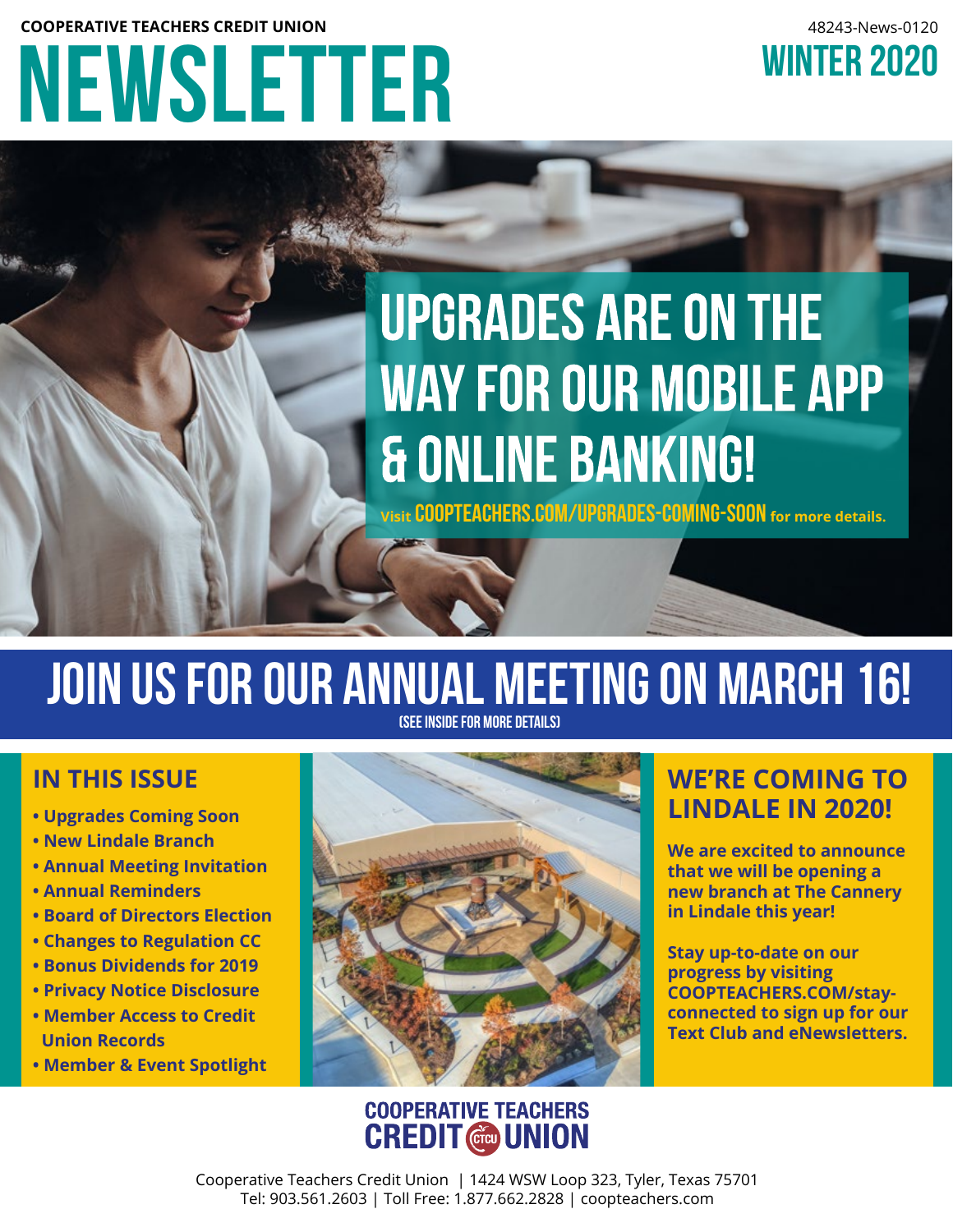**COOPERATIVE TEACHERS CREDIT UNION**

48243-News-0120

# NEWSLETTER

## WINTER 2020

# UPGRADES ARE ON THE WAY FOR OUR MOBILE APP & ONLINE BANKING!

**Visit COOPTEACHERS.COM/UPGRADES-COMING-SOON for more details.**

# JOIN US FOR OUR ANNUAL MEETING ON MARCH 16!

(SEE INSIDE FOR MORE DETAILS)

## IN THIS ISSUE

- **Upgrades Coming Soon**
- **New Lindale Branch**
- **Annual Meeting Invitation**
- **Annual Reminders**
- **Board of Directors Election**
- **Changes to Regulation CC**
- **Bonus Dividends for 2019**
- **Privacy Notice Disclosure**
- **Member Access to Credit Union Records**
- **Member & Event Spotlight**

## WE'RE COMING TO LINDALE IN 2020!

**We are excited to announce that we will be opening a new branch at The Cannery in Lindale this year!**

**Stay up-to-date on our progress by visiting COOPTEACHERS.COM/stay-connected to sign up for our Text Club and eNewsletters.**

**COOPERATIVE TEACHERS CREDIT UNION**

Cooperative Teachers Credit Union | 1424 WSW Loop 323, Tyler, Texas 75701
Tel: 903.561.2603 | Toll Free: 1.877.662.2828 | coopteachers.com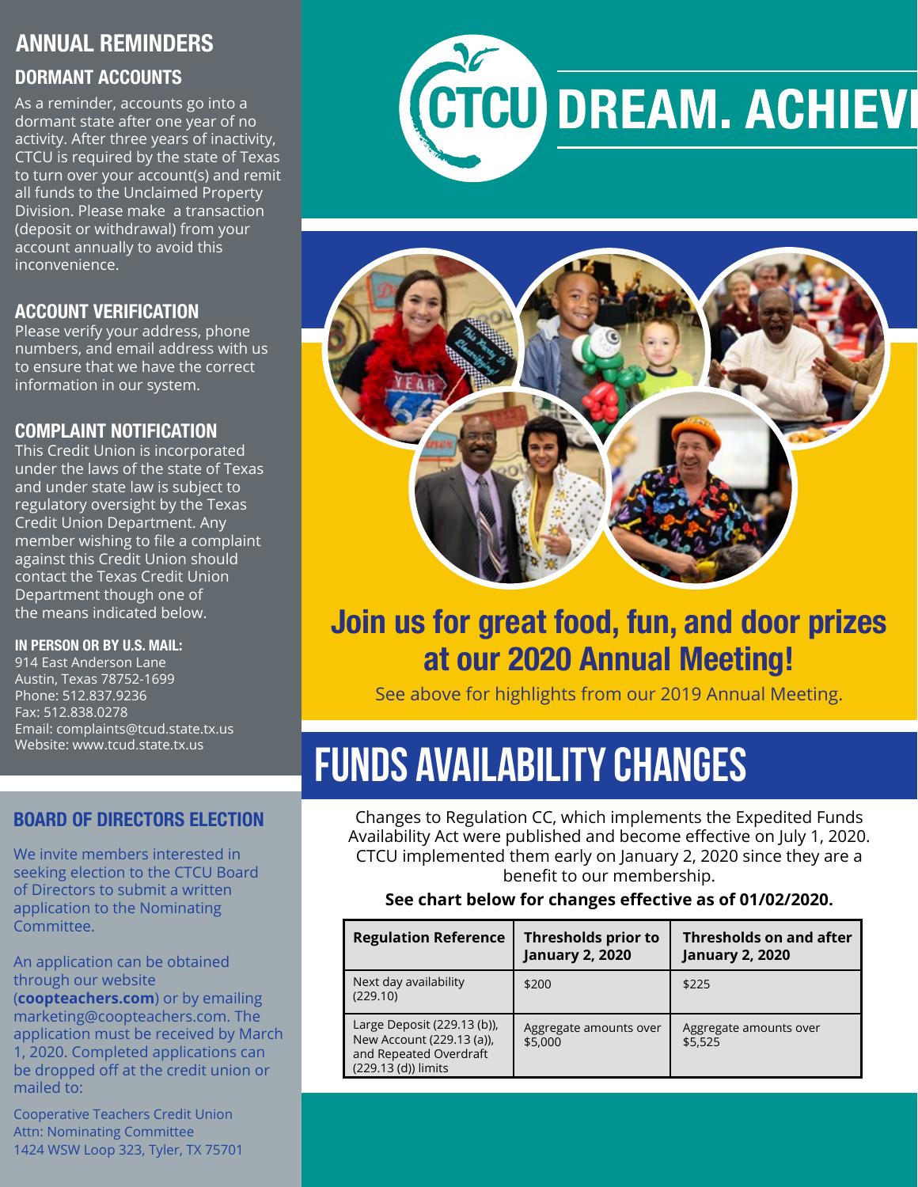## ANNUAL REMINDERS

### DORMANT ACCOUNTS

As a reminder, accounts go into a dormant state after one year of no activity. After three years of inactivity, CTCU is required by the state of Texas to turn over your account(s) and remit all funds to the Unclaimed Property Division. Please make a transaction (deposit or withdrawal) from your account annually to avoid this inconvenience.

### ACCOUNT VERIFICATION

Please verify your address, phone numbers, and email address with us to ensure that we have the correct information in our system.

### COMPLAINT NOTIFICATION

This Credit Union is incorporated under the laws of the state of Texas and under state law is subject to regulatory oversight by the Texas Credit Union Department. Any member wishing to file a complaint against this Credit Union should contact the Texas Credit Union Department though one of the means indicated below.

**IN PERSON OR BY U.S. MAIL:**

914 East Anderson Lane
Austin, Texas 78752-1699
Phone: 512.837.9236
Fax: 512.838.0278
Email: complaints@tcud.state.tx.us
Website: www.tcud.state.tx.us

### BOARD OF DIRECTORS ELECTION

We invite members interested in seeking election to the CTCU Board of Directors to submit a written application to the Nominating Committee.

An application can be obtained through our website (**coopteachers.com**) or by emailing marketing@coopteachers.com. The application must be received by March 1, 2020. Completed applications can be dropped off at the credit union or mailed to:

Cooperative Teachers Credit Union
Attn: Nominating Committee
1424 WSW Loop 323, Tyler, TX 75701

# CTCU DREAM. ACHIEVE

## Join us for great food, fun, and door prizes at our 2020 Annual Meeting!

See above for highlights from our 2019 Annual Meeting.

# FUNDS AVAILABILITY CHANGES

Changes to Regulation CC, which implements the Expedited Funds Availability Act were published and become effective on July 1, 2020. CTCU implemented them early on January 2, 2020 since they are a benefit to our membership.

**See chart below for changes effective as of 01/02/2020.**

| Regulation Reference | Thresholds prior to January 2, 2020 | Thresholds on and after January 2, 2020 |
|---|---|---|
| Next day availability (229.10) | $200 | $225 |
| Large Deposit (229.13 (b)), New Account (229.13 (a)), and Repeated Overdraft (229.13 (d)) limits | Aggregate amounts over $5,000 | Aggregate amounts over $5,525 |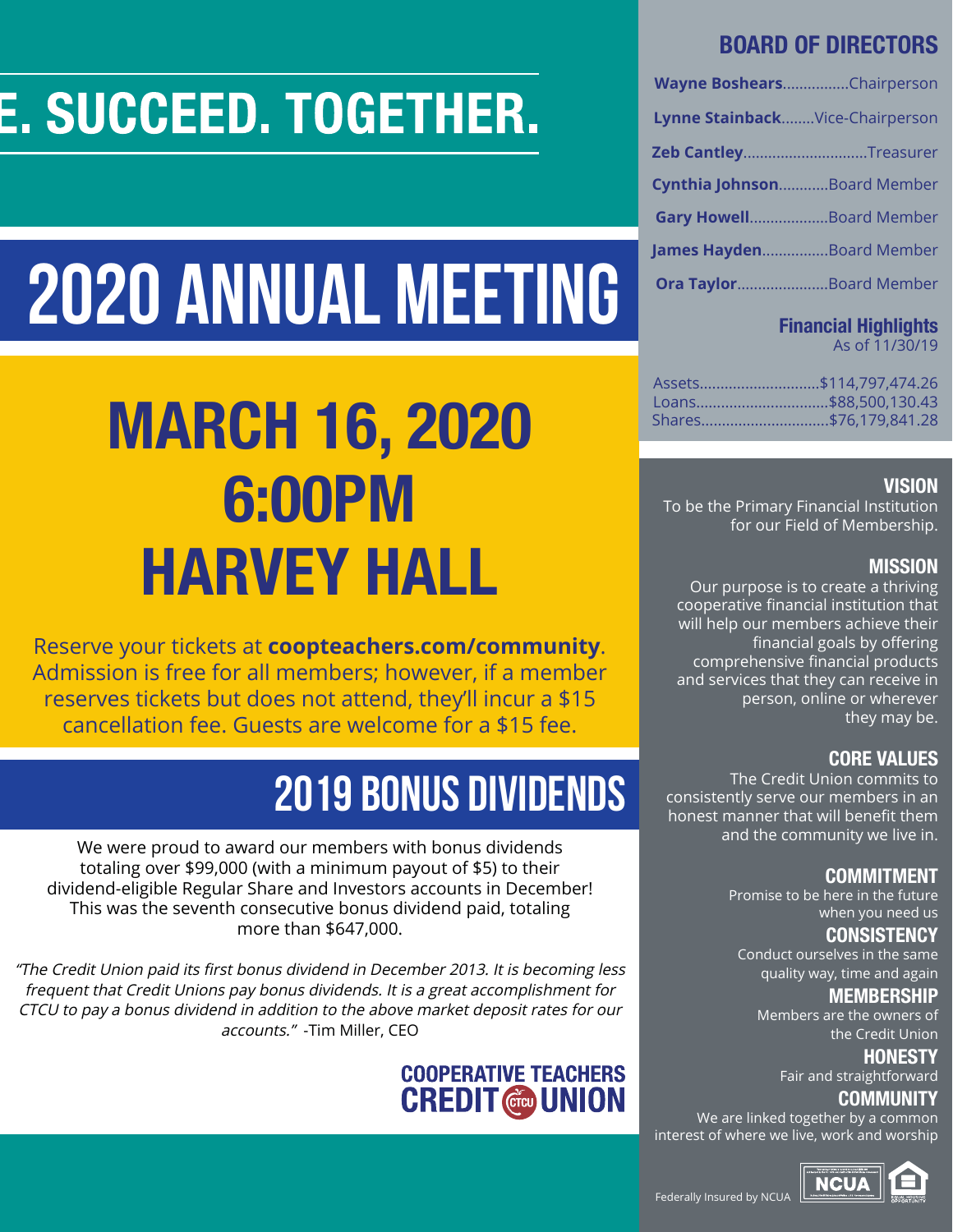# E. SUCCEED. TOGETHER.

# 2020 ANNUAL MEETING

## MARCH 16, 2020
## 6:00PM
## HARVEY HALL

Reserve your tickets at **coopteachers.com/community**. Admission is free for all members; however, if a member reserves tickets but does not attend, they'll incur a $15 cancellation fee. Guests are welcome for a $15 fee.

# 2019 BONUS DIVIDENDS

We were proud to award our members with bonus dividends totaling over $99,000 (with a minimum payout of $5) to their dividend-eligible Regular Share and Investors accounts in December! This was the seventh consecutive bonus dividend paid, totaling more than $647,000.

*"The Credit Union paid its first bonus dividend in December 2013. It is becoming less frequent that Credit Unions pay bonus dividends. It is a great accomplishment for CTCU to pay a bonus dividend in addition to the above market deposit rates for our accounts."* -Tim Miller, CEO

**COOPERATIVE TEACHERS CREDIT UNION**

## BOARD OF DIRECTORS

**Wayne Boshears**................Chairperson
**Lynne Stainback**........Vice-Chairperson
**Zeb Cantley**..............................Treasurer
**Cynthia Johnson**............Board Member
**Gary Howell**...................Board Member
**James Hayden**................Board Member
**Ora Taylor**......................Board Member

### Financial Highlights
As of 11/30/19

Assets............................$114,797,474.26
Loans...............................$88,500,130.43
Shares..............................$76,179,841.28

### VISION
To be the Primary Financial Institution for our Field of Membership.

### MISSION
Our purpose is to create a thriving cooperative financial institution that will help our members achieve their financial goals by offering comprehensive financial products and services that they can receive in person, online or wherever they may be.

### CORE VALUES
The Credit Union commits to consistently serve our members in an honest manner that will benefit them and the community we live in.

**COMMITMENT**
Promise to be here in the future when you need us

**CONSISTENCY**
Conduct ourselves in the same quality way, time and again

**MEMBERSHIP**
Members are the owners of the Credit Union

**HONESTY**
Fair and straightforward

**COMMUNITY**
We are linked together by a common interest of where we live, work and worship

Federally Insured by NCUA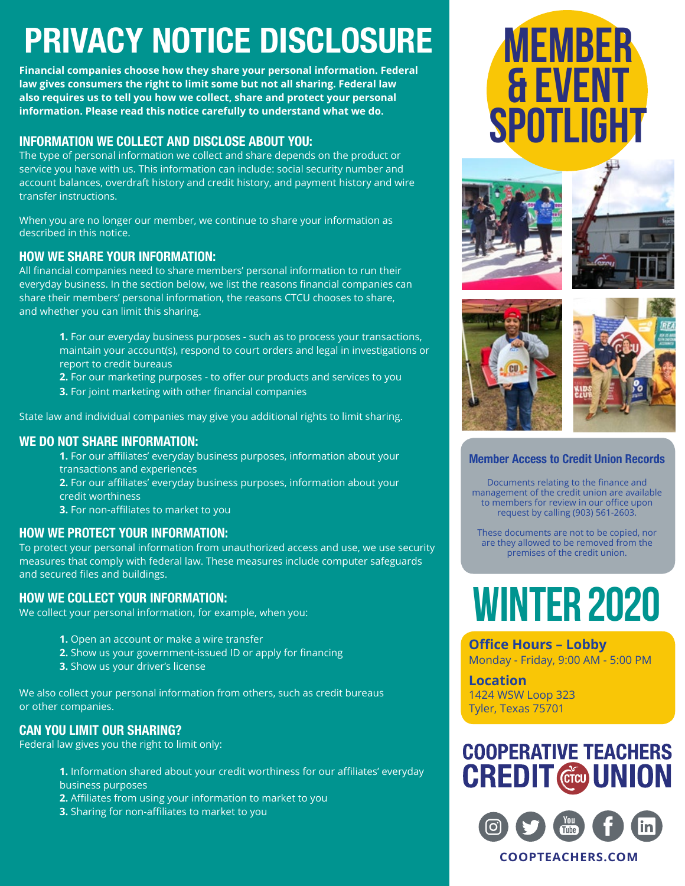# PRIVACY NOTICE DISCLOSURE

**Financial companies choose how they share your personal information. Federal law gives consumers the right to limit some but not all sharing. Federal law also requires us to tell you how we collect, share and protect your personal information. Please read this notice carefully to understand what we do.**

## INFORMATION WE COLLECT AND DISCLOSE ABOUT YOU:

The type of personal information we collect and share depends on the product or service you have with us. This information can include: social security number and account balances, overdraft history and credit history, and payment history and wire transfer instructions.

When you are no longer our member, we continue to share your information as described in this notice.

## HOW WE SHARE YOUR INFORMATION:

All financial companies need to share members' personal information to run their everyday business. In the section below, we list the reasons financial companies can share their members' personal information, the reasons CTCU chooses to share, and whether you can limit this sharing.

1. For our everyday business purposes - such as to process your transactions, maintain your account(s), respond to court orders and legal in investigations or report to credit bureaus
2. For our marketing purposes - to offer our products and services to you
3. For joint marketing with other financial companies

State law and individual companies may give you additional rights to limit sharing.

## WE DO NOT SHARE INFORMATION:

1. For our affiliates' everyday business purposes, information about your transactions and experiences
2. For our affiliates' everyday business purposes, information about your credit worthiness
3. For non-affiliates to market to you

## HOW WE PROTECT YOUR INFORMATION:

To protect your personal information from unauthorized access and use, we use security measures that comply with federal law. These measures include computer safeguards and secured files and buildings.

## HOW WE COLLECT YOUR INFORMATION:

We collect your personal information, for example, when you:

1. Open an account or make a wire transfer
2. Show us your government-issued ID or apply for financing
3. Show us your driver's license

We also collect your personal information from others, such as credit bureaus or other companies.

## CAN YOU LIMIT OUR SHARING?

Federal law gives you the right to limit only:

1. Information shared about your credit worthiness for our affiliates' everyday business purposes
2. Affiliates from using your information to market to you
3. Sharing for non-affiliates to market to you

# MEMBER & EVENT SPOTLIGHT

## Member Access to Credit Union Records

Documents relating to the finance and management of the credit union are available to members for review in our office upon request by calling (903) 561-2603.

These documents are not to be copied, nor are they allowed to be removed from the premises of the credit union.

# WINTER 2020

**Office Hours – Lobby**
Monday - Friday, 9:00 AM - 5:00 PM

**Location**
1424 WSW Loop 323
Tyler, Texas 75701

**COOPERATIVE TEACHERS CREDIT UNION**

**COOPTEACHERS.COM**